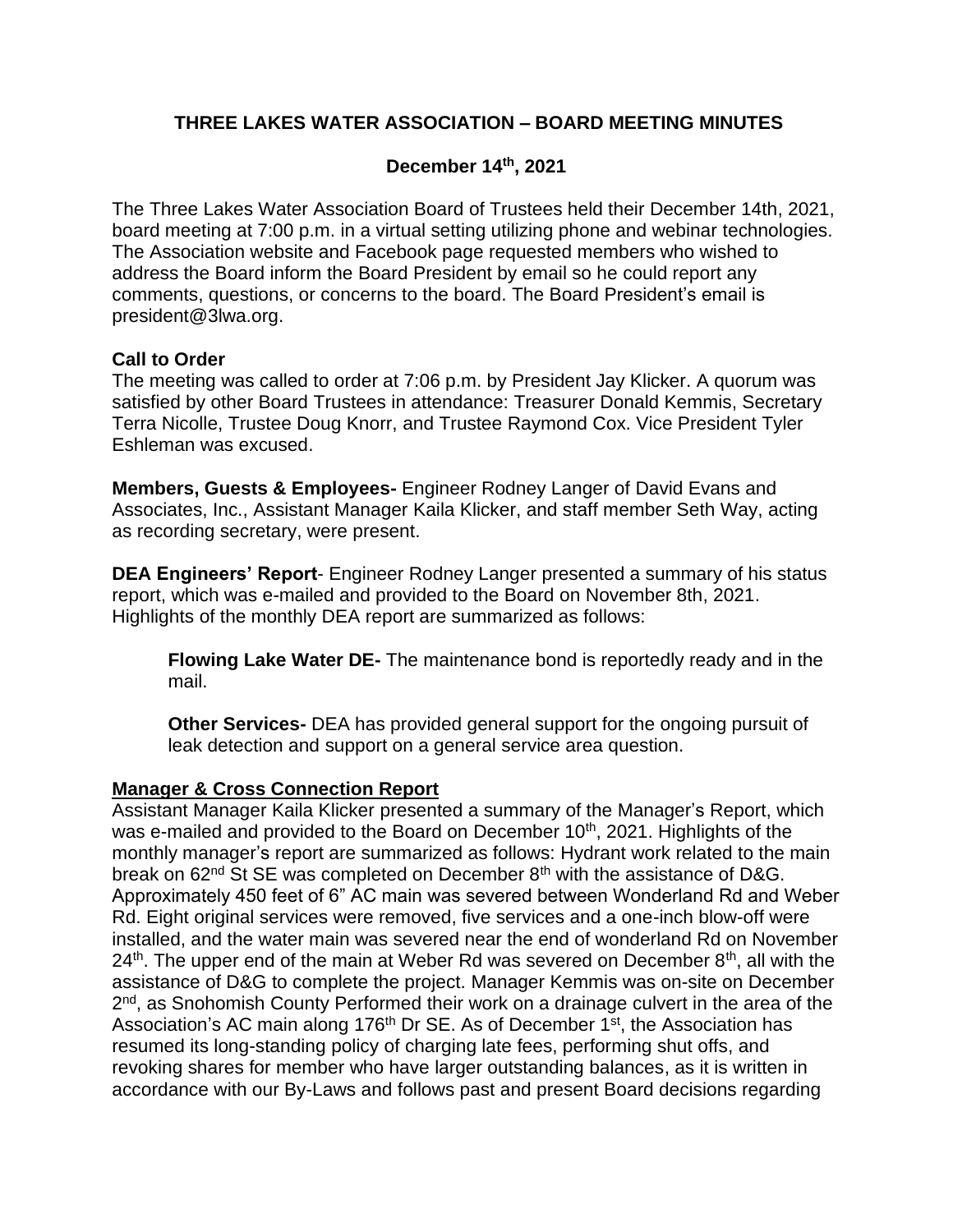# THREE LAKES WATER ASSOCIATION – BOARD MEETING MINUTES

## December 14th, 2021

The Three Lakes Water Association Board of Trustees held their December 14th, 2021, board meeting at 7:00 p.m. in a virtual setting utilizing phone and webinar technologies. The Association website and Facebook page requested members who wished to address the Board inform the Board President by email so he could report any comments, questions, or concerns to the board. The Board President's email is president@3lwa.org.

**Call to Order**
The meeting was called to order at 7:06 p.m. by President Jay Klicker. A quorum was satisfied by other Board Trustees in attendance: Treasurer Donald Kemmis, Secretary Terra Nicolle, Trustee Doug Knorr, and Trustee Raymond Cox. Vice President Tyler Eshleman was excused.

**Members, Guests & Employees-** Engineer Rodney Langer of David Evans and Associates, Inc., Assistant Manager Kaila Klicker, and staff member Seth Way, acting as recording secretary, were present.

**DEA Engineers' Report**- Engineer Rodney Langer presented a summary of his status report, which was e-mailed and provided to the Board on November 8th, 2021. Highlights of the monthly DEA report are summarized as follows:

> **Flowing Lake Water DE-** The maintenance bond is reportedly ready and in the mail.
>
> **Other Services-** DEA has provided general support for the ongoing pursuit of leak detection and support on a general service area question.

**Manager & Cross Connection Report**

Assistant Manager Kaila Klicker presented a summary of the Manager's Report, which was e-mailed and provided to the Board on December 10th, 2021. Highlights of the monthly manager's report are summarized as follows: Hydrant work related to the main break on 62nd St SE was completed on December 8th with the assistance of D&G. Approximately 450 feet of 6" AC main was severed between Wonderland Rd and Weber Rd. Eight original services were removed, five services and a one-inch blow-off were installed, and the water main was severed near the end of wonderland Rd on November 24th. The upper end of the main at Weber Rd was severed on December 8th, all with the assistance of D&G to complete the project. Manager Kemmis was on-site on December 2nd, as Snohomish County Performed their work on a drainage culvert in the area of the Association's AC main along 176th Dr SE. As of December 1st, the Association has resumed its long-standing policy of charging late fees, performing shut offs, and revoking shares for member who have larger outstanding balances, as it is written in accordance with our By-Laws and follows past and present Board decisions regarding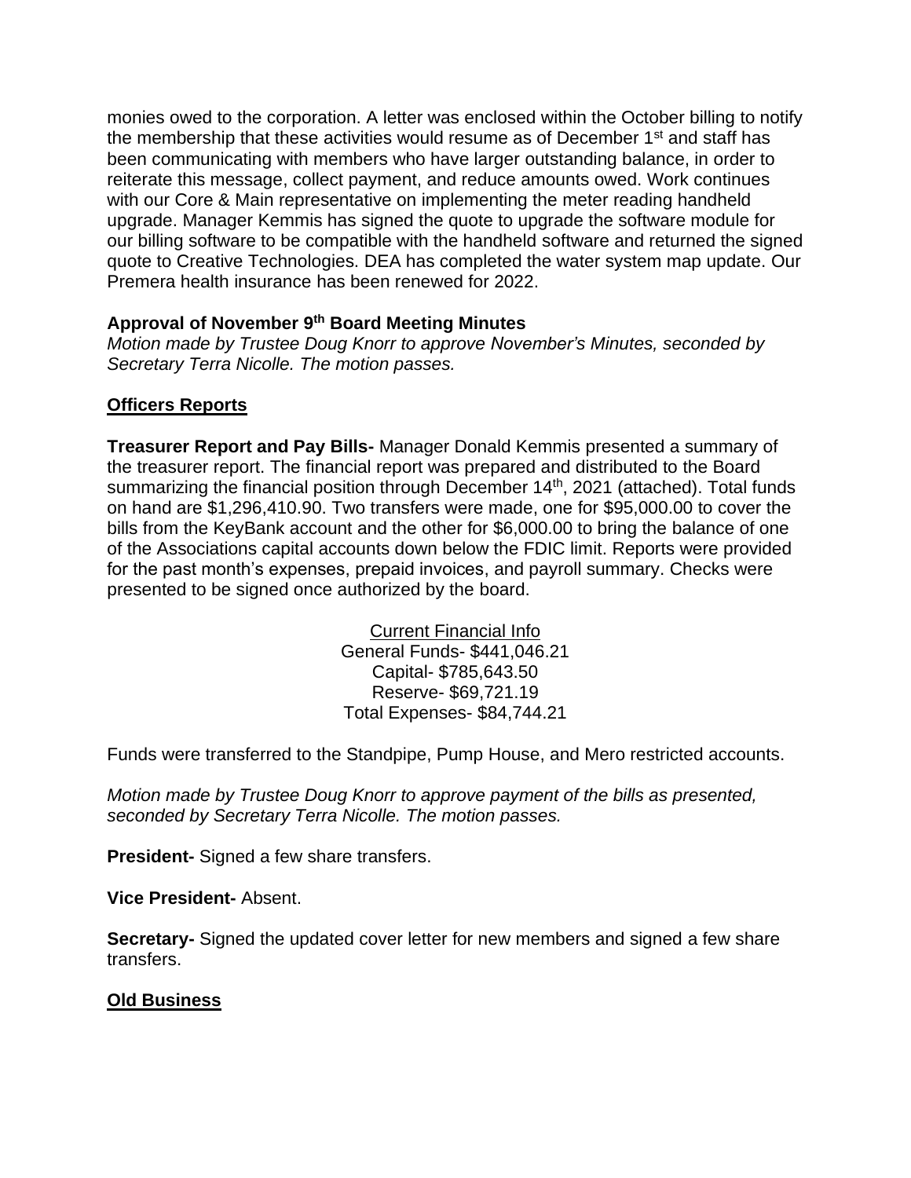monies owed to the corporation. A letter was enclosed within the October billing to notify the membership that these activities would resume as of December 1st and staff has been communicating with members who have larger outstanding balance, in order to reiterate this message, collect payment, and reduce amounts owed. Work continues with our Core & Main representative on implementing the meter reading handheld upgrade. Manager Kemmis has signed the quote to upgrade the software module for our billing software to be compatible with the handheld software and returned the signed quote to Creative Technologies. DEA has completed the water system map update. Our Premera health insurance has been renewed for 2022.

**Approval of November 9th Board Meeting Minutes**

*Motion made by Trustee Doug Knorr to approve November's Minutes, seconded by Secretary Terra Nicolle. The motion passes.*

## Officers Reports

**Treasurer Report and Pay Bills-** Manager Donald Kemmis presented a summary of the treasurer report. The financial report was prepared and distributed to the Board summarizing the financial position through December 14th, 2021 (attached). Total funds on hand are $1,296,410.90. Two transfers were made, one for $95,000.00 to cover the bills from the KeyBank account and the other for $6,000.00 to bring the balance of one of the Associations capital accounts down below the FDIC limit. Reports were provided for the past month's expenses, prepaid invoices, and payroll summary. Checks were presented to be signed once authorized by the board.

Current Financial Info
General Funds- $441,046.21
Capital- $785,643.50
Reserve- $69,721.19
Total Expenses- $84,744.21

Funds were transferred to the Standpipe, Pump House, and Mero restricted accounts.

*Motion made by Trustee Doug Knorr to approve payment of the bills as presented, seconded by Secretary Terra Nicolle. The motion passes.*

**President-** Signed a few share transfers.

**Vice President-** Absent.

**Secretary-** Signed the updated cover letter for new members and signed a few share transfers.

## Old Business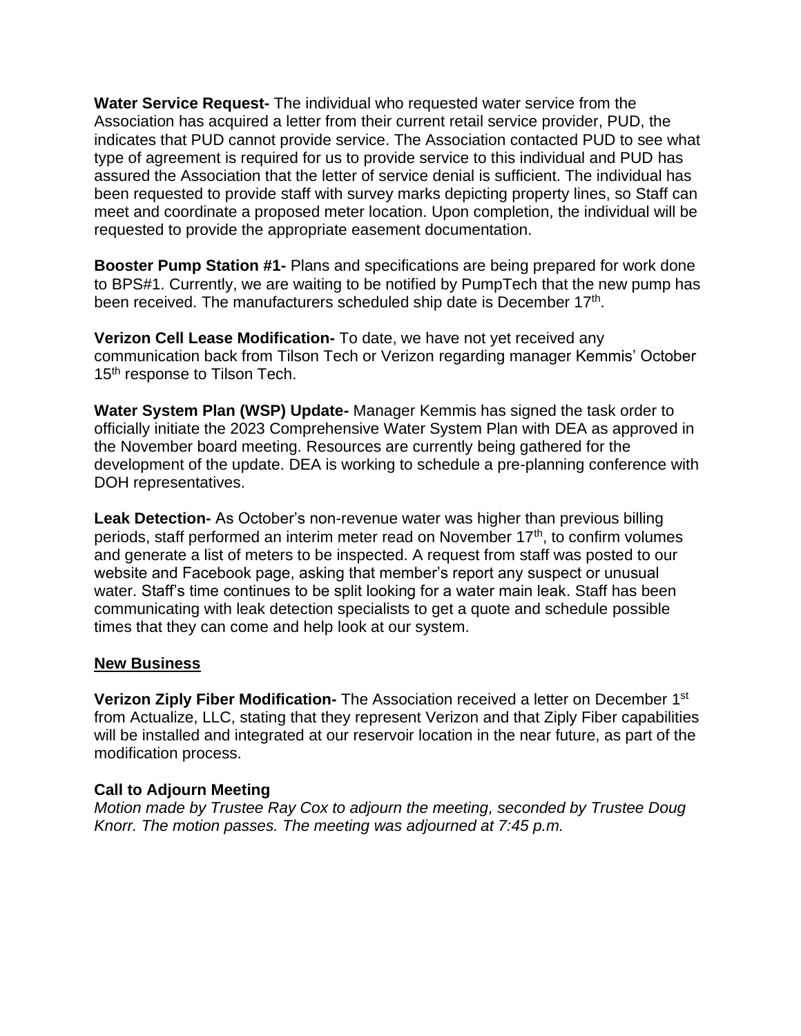**Water Service Request-** The individual who requested water service from the Association has acquired a letter from their current retail service provider, PUD, the indicates that PUD cannot provide service. The Association contacted PUD to see what type of agreement is required for us to provide service to this individual and PUD has assured the Association that the letter of service denial is sufficient. The individual has been requested to provide staff with survey marks depicting property lines, so Staff can meet and coordinate a proposed meter location. Upon completion, the individual will be requested to provide the appropriate easement documentation.

**Booster Pump Station #1-** Plans and specifications are being prepared for work done to BPS#1. Currently, we are waiting to be notified by PumpTech that the new pump has been received. The manufacturers scheduled ship date is December 17th.

**Verizon Cell Lease Modification-** To date, we have not yet received any communication back from Tilson Tech or Verizon regarding manager Kemmis' October 15th response to Tilson Tech.

**Water System Plan (WSP) Update-** Manager Kemmis has signed the task order to officially initiate the 2023 Comprehensive Water System Plan with DEA as approved in the November board meeting. Resources are currently being gathered for the development of the update. DEA is working to schedule a pre-planning conference with DOH representatives.

**Leak Detection-** As October's non-revenue water was higher than previous billing periods, staff performed an interim meter read on November 17th, to confirm volumes and generate a list of meters to be inspected. A request from staff was posted to our website and Facebook page, asking that member's report any suspect or unusual water. Staff's time continues to be split looking for a water main leak. Staff has been communicating with leak detection specialists to get a quote and schedule possible times that they can come and help look at our system.

## New Business

**Verizon Ziply Fiber Modification-** The Association received a letter on December 1st from Actualize, LLC, stating that they represent Verizon and that Ziply Fiber capabilities will be installed and integrated at our reservoir location in the near future, as part of the modification process.

**Call to Adjourn Meeting**

*Motion made by Trustee Ray Cox to adjourn the meeting, seconded by Trustee Doug Knorr. The motion passes. The meeting was adjourned at 7:45 p.m.*